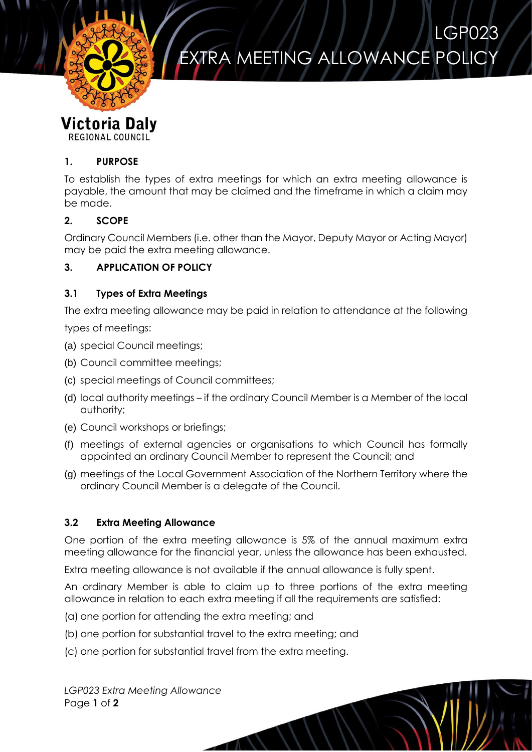# LGP023 EXTRA MEETING ALLOWANCE POLICY

Victoria Daly
REGIONAL COUNCIL

## 1. PURPOSE

To establish the types of extra meetings for which an extra meeting allowance is payable, the amount that may be claimed and the timeframe in which a claim may be made.

## 2. SCOPE

Ordinary Council Members (i.e. other than the Mayor, Deputy Mayor or Acting Mayor) may be paid the extra meeting allowance.

## 3. APPLICATION OF POLICY

### 3.1 Types of Extra Meetings

The extra meeting allowance may be paid in relation to attendance at the following types of meetings:

(a) special Council meetings;

(b) Council committee meetings;

(c) special meetings of Council committees;

(d) local authority meetings – if the ordinary Council Member is a Member of the local authority;

(e) Council workshops or briefings;

(f) meetings of external agencies or organisations to which Council has formally appointed an ordinary Council Member to represent the Council; and

(g) meetings of the Local Government Association of the Northern Territory where the ordinary Council Member is a delegate of the Council.

### 3.2 Extra Meeting Allowance

One portion of the extra meeting allowance is 5% of the annual maximum extra meeting allowance for the financial year, unless the allowance has been exhausted.

Extra meeting allowance is not available if the annual allowance is fully spent.

An ordinary Member is able to claim up to three portions of the extra meeting allowance in relation to each extra meeting if all the requirements are satisfied:

(a) one portion for attending the extra meeting; and

(b) one portion for substantial travel to the extra meeting; and

(c) one portion for substantial travel from the extra meeting.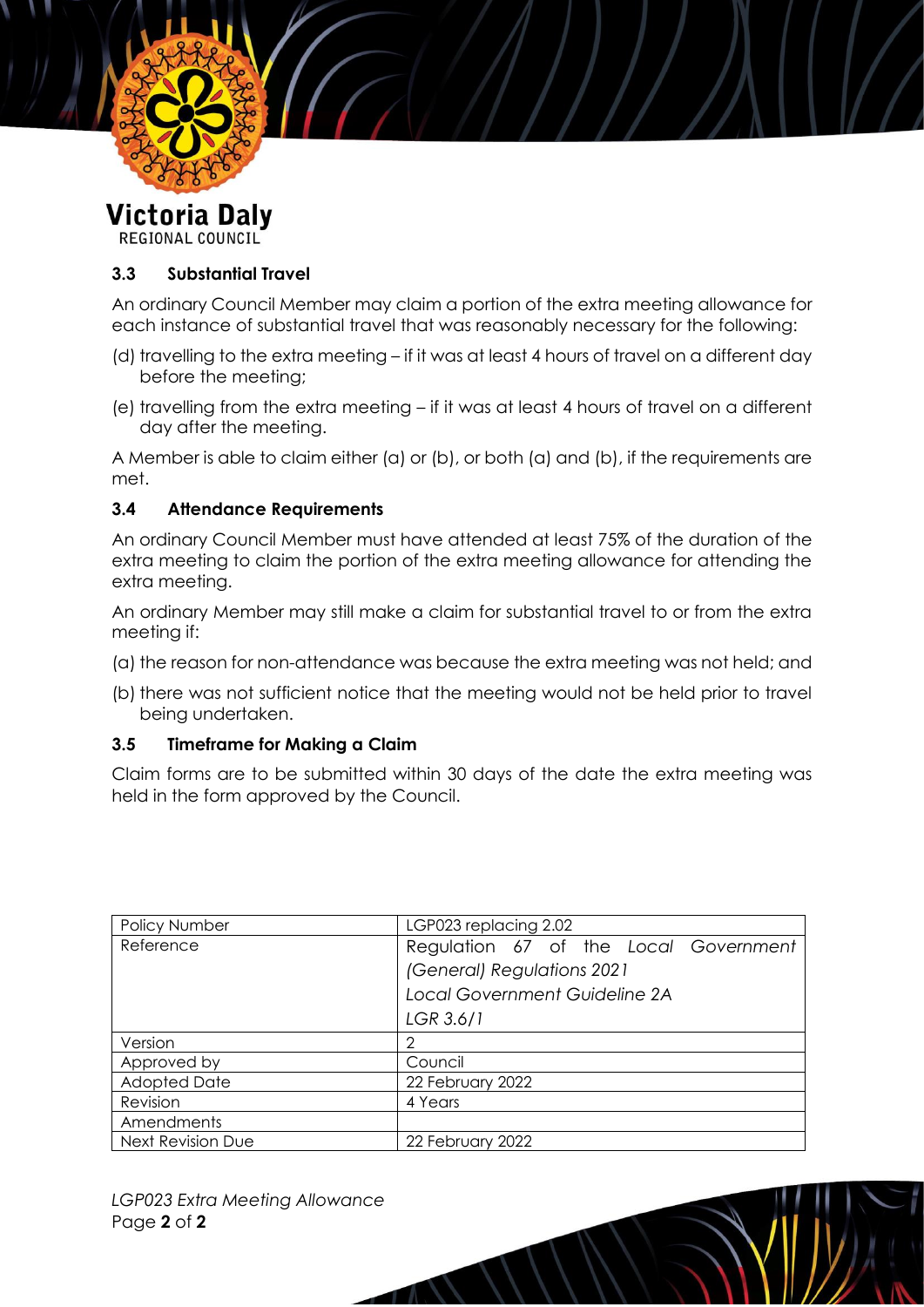### 3.3 Substantial Travel

An ordinary Council Member may claim a portion of the extra meeting allowance for each instance of substantial travel that was reasonably necessary for the following:

(d) travelling to the extra meeting – if it was at least 4 hours of travel on a different day before the meeting;

(e) travelling from the extra meeting – if it was at least 4 hours of travel on a different day after the meeting.

A Member is able to claim either (a) or (b), or both (a) and (b), if the requirements are met.

### 3.4 Attendance Requirements

An ordinary Council Member must have attended at least 75% of the duration of the extra meeting to claim the portion of the extra meeting allowance for attending the extra meeting.

An ordinary Member may still make a claim for substantial travel to or from the extra meeting if:

(a) the reason for non-attendance was because the extra meeting was not held; and

(b) there was not sufficient notice that the meeting would not be held prior to travel being undertaken.

### 3.5 Timeframe for Making a Claim

Claim forms are to be submitted within 30 days of the date the extra meeting was held in the form approved by the Council.

| | |
|---|---|
| Policy Number | LGP023 replacing 2.02 |
| Reference | Regulation 67 of the *Local Government (General) Regulations 2021*<br>*Local Government Guideline 2A*<br>*LGR 3.6/1* |
| Version | 2 |
| Approved by | Council |
| Adopted Date | 22 February 2022 |
| Revision | 4 Years |
| Amendments | |
| Next Revision Due | 22 February 2022 |

*LGP023 Extra Meeting Allowance*